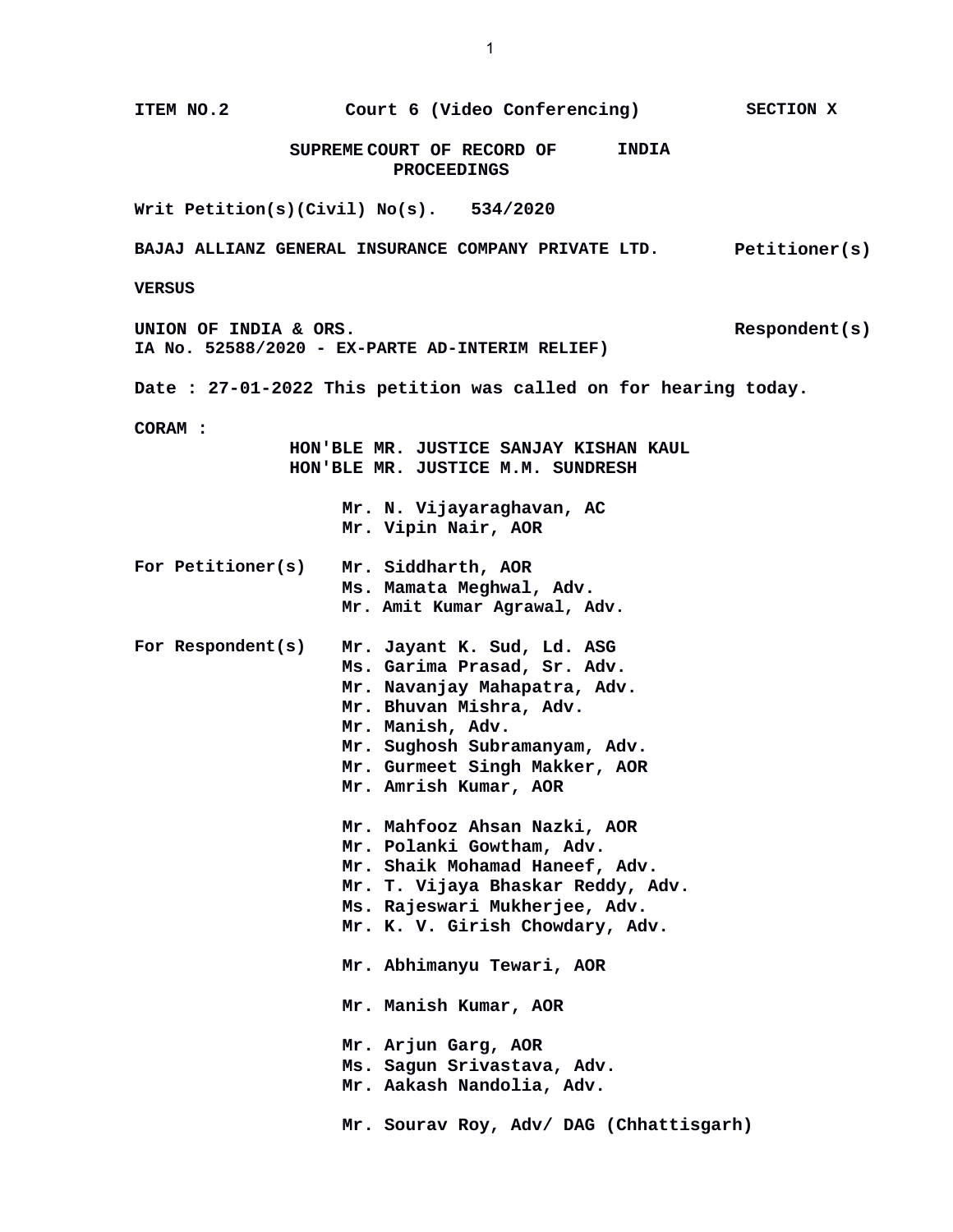**ITEM NO.2 Court 6 (Video Conferencing) SECTION X**

**SUPREME COURT OF INDIA**
**RECORD OF PROCEEDINGS**

**Writ Petition(s)(Civil) No(s). 534/2020**

**BAJAJ ALLIANZ GENERAL INSURANCE COMPANY PRIVATE LTD. Petitioner(s)**

**VERSUS**

**UNION OF INDIA & ORS. Respondent(s)**
**IA No. 52588/2020 - EX-PARTE AD-INTERIM RELIEF)**

**Date : 27-01-2022 This petition was called on for hearing today.**

**CORAM :**
**HON'BLE MR. JUSTICE SANJAY KISHAN KAUL**
**HON'BLE MR. JUSTICE M.M. SUNDRESH**

**Mr. N. Vijayaraghavan, AC**
**Mr. Vipin Nair, AOR**

**For Petitioner(s)** **Mr. Siddharth, AOR**
**Ms. Mamata Meghwal, Adv.**
**Mr. Amit Kumar Agrawal, Adv.**

**For Respondent(s)** **Mr. Jayant K. Sud, Ld. ASG**
**Ms. Garima Prasad, Sr. Adv.**
**Mr. Navanjay Mahapatra, Adv.**
**Mr. Bhuvan Mishra, Adv.**
**Mr. Manish, Adv.**
**Mr. Sughosh Subramanyam, Adv.**
**Mr. Gurmeet Singh Makker, AOR**
**Mr. Amrish Kumar, AOR**

**Mr. Mahfooz Ahsan Nazki, AOR**
**Mr. Polanki Gowtham, Adv.**
**Mr. Shaik Mohamad Haneef, Adv.**
**Mr. T. Vijaya Bhaskar Reddy, Adv.**
**Ms. Rajeswari Mukherjee, Adv.**
**Mr. K. V. Girish Chowdary, Adv.**

**Mr. Abhimanyu Tewari, AOR**

**Mr. Manish Kumar, AOR**

**Mr. Arjun Garg, AOR**
**Ms. Sagun Srivastava, Adv.**
**Mr. Aakash Nandolia, Adv.**

**Mr. Sourav Roy, Adv/ DAG (Chhattisgarh)**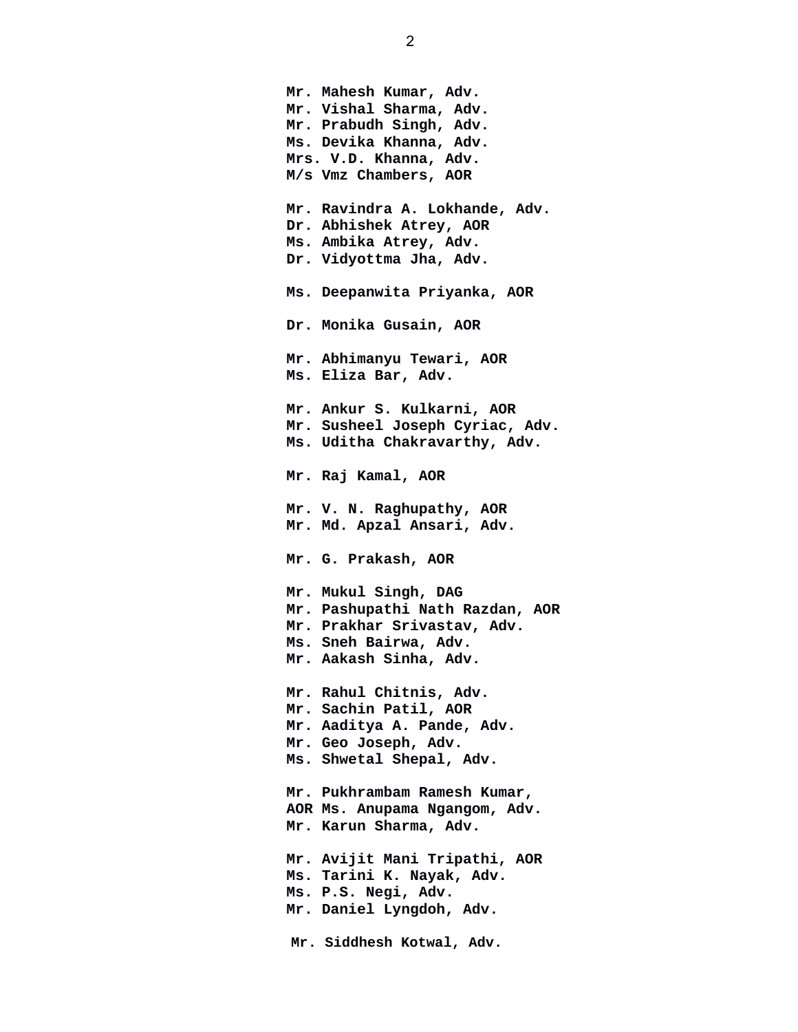**Mr. Mahesh Kumar, Adv.**
**Mr. Vishal Sharma, Adv.**
**Mr. Prabudh Singh, Adv.**
**Ms. Devika Khanna, Adv.**
**Mrs. V.D. Khanna, Adv.**
**M/s Vmz Chambers, AOR**

**Mr. Ravindra A. Lokhande, Adv.**
**Dr. Abhishek Atrey, AOR**
**Ms. Ambika Atrey, Adv.**
**Dr. Vidyottma Jha, Adv.**

**Ms. Deepanwita Priyanka, AOR**

**Dr. Monika Gusain, AOR**

**Mr. Abhimanyu Tewari, AOR**
**Ms. Eliza Bar, Adv.**

**Mr. Ankur S. Kulkarni, AOR**
**Mr. Susheel Joseph Cyriac, Adv.**
**Ms. Uditha Chakravarthy, Adv.**

**Mr. Raj Kamal, AOR**

**Mr. V. N. Raghupathy, AOR**
**Mr. Md. Apzal Ansari, Adv.**

**Mr. G. Prakash, AOR**

**Mr. Mukul Singh, DAG**
**Mr. Pashupathi Nath Razdan, AOR**
**Mr. Prakhar Srivastav, Adv.**
**Ms. Sneh Bairwa, Adv.**
**Mr. Aakash Sinha, Adv.**

**Mr. Rahul Chitnis, Adv.**
**Mr. Sachin Patil, AOR**
**Mr. Aaditya A. Pande, Adv.**
**Mr. Geo Joseph, Adv.**
**Ms. Shwetal Shepal, Adv.**

**Mr. Pukhrambam Ramesh Kumar,**
**AOR Ms. Anupama Ngangom, Adv.**
**Mr. Karun Sharma, Adv.**

**Mr. Avijit Mani Tripathi, AOR**
**Ms. Tarini K. Nayak, Adv.**
**Ms. P.S. Negi, Adv.**
**Mr. Daniel Lyngdoh, Adv.**

**Mr. Siddhesh Kotwal, Adv.**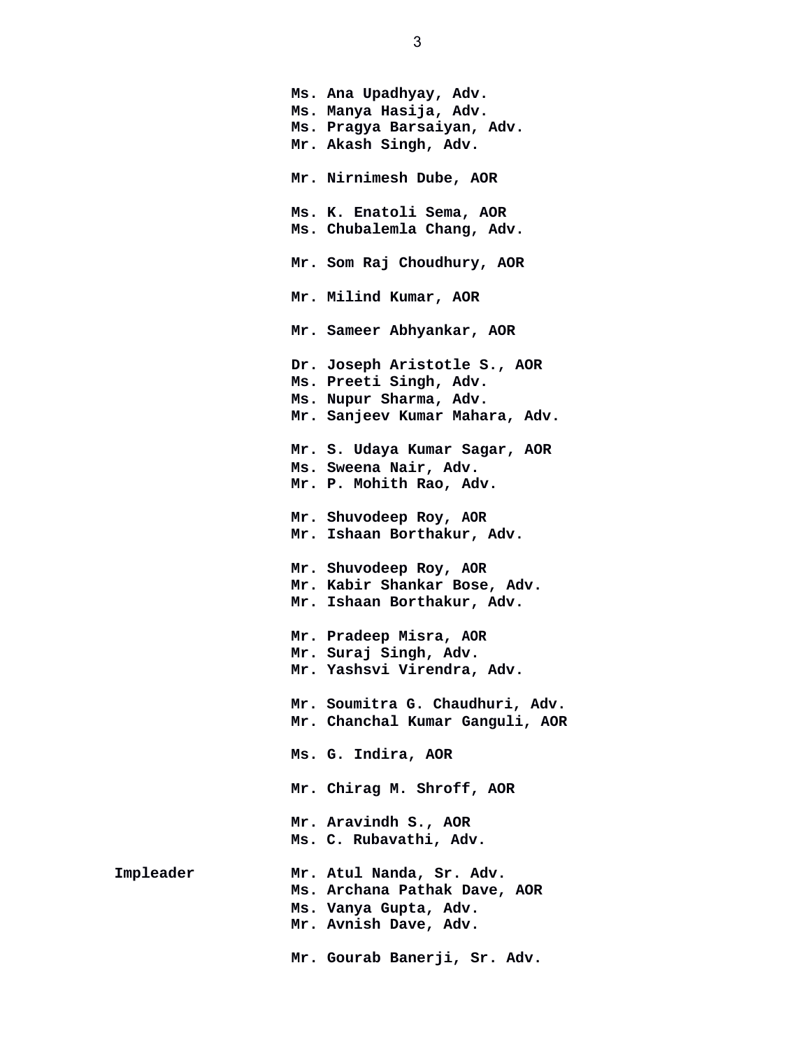Ms. Ana Upadhyay, Adv.
Ms. Manya Hasija, Adv.
Ms. Pragya Barsaiyan, Adv.
Mr. Akash Singh, Adv.

Mr. Nirnimesh Dube, AOR

Ms. K. Enatoli Sema, AOR
Ms. Chubalemla Chang, Adv.

Mr. Som Raj Choudhury, AOR

Mr. Milind Kumar, AOR

Mr. Sameer Abhyankar, AOR

Dr. Joseph Aristotle S., AOR
Ms. Preeti Singh, Adv.
Ms. Nupur Sharma, Adv.
Mr. Sanjeev Kumar Mahara, Adv.

Mr. S. Udaya Kumar Sagar, AOR
Ms. Sweena Nair, Adv.
Mr. P. Mohith Rao, Adv.

Mr. Shuvodeep Roy, AOR
Mr. Ishaan Borthakur, Adv.

Mr. Shuvodeep Roy, AOR
Mr. Kabir Shankar Bose, Adv.
Mr. Ishaan Borthakur, Adv.

Mr. Pradeep Misra, AOR
Mr. Suraj Singh, Adv.
Mr. Yashsvi Virendra, Adv.

Mr. Soumitra G. Chaudhuri, Adv.
Mr. Chanchal Kumar Ganguli, AOR

Ms. G. Indira, AOR

Mr. Chirag M. Shroff, AOR

Mr. Aravindh S., AOR
Ms. C. Rubavathi, Adv.

Impleader

Mr. Atul Nanda, Sr. Adv.
Ms. Archana Pathak Dave, AOR
Ms. Vanya Gupta, Adv.
Mr. Avnish Dave, Adv.

Mr. Gourab Banerji, Sr. Adv.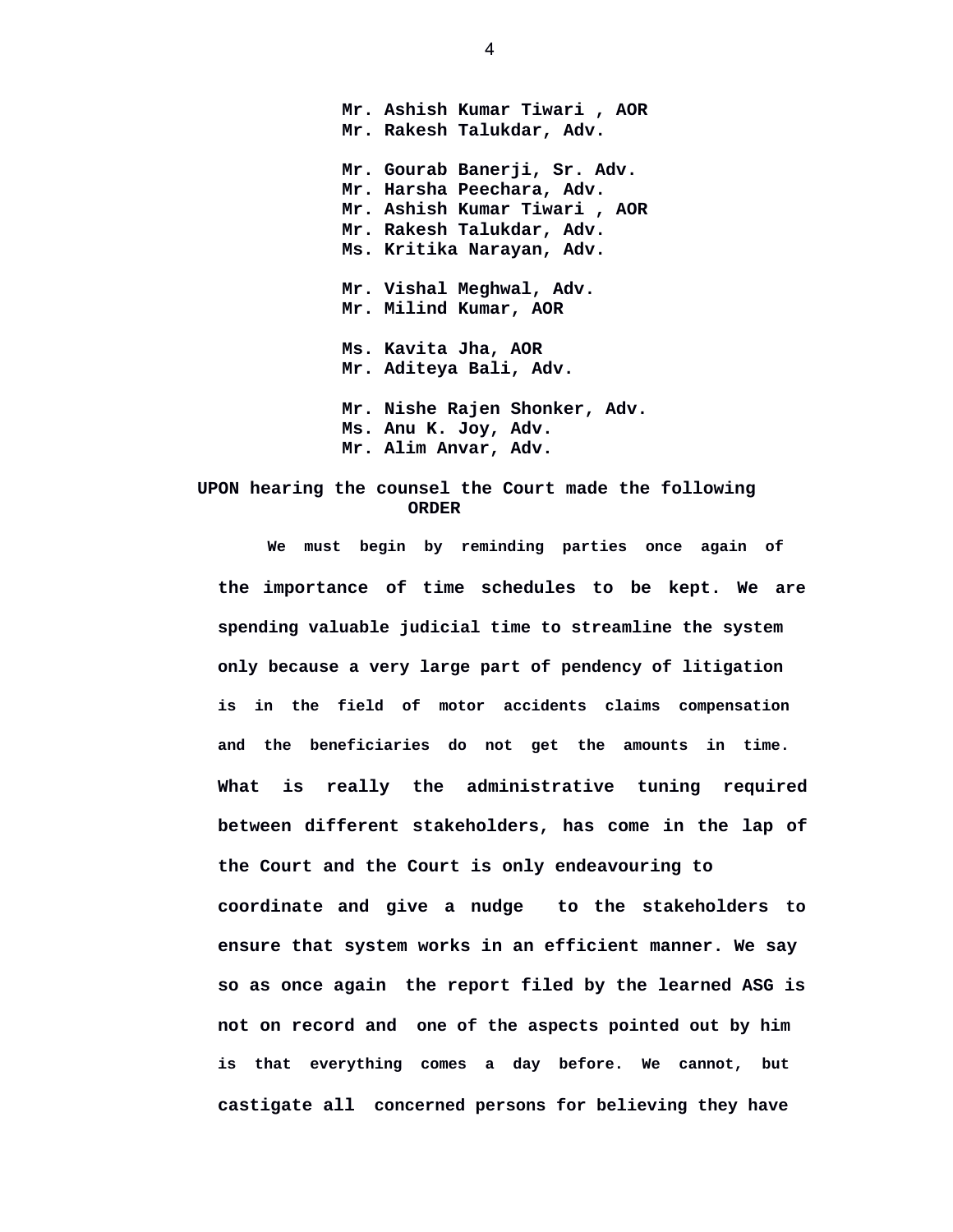**Mr. Ashish Kumar Tiwari , AOR**
**Mr. Rakesh Talukdar, Adv.**

**Mr. Gourab Banerji, Sr. Adv.**
**Mr. Harsha Peechara, Adv.**
**Mr. Ashish Kumar Tiwari , AOR**
**Mr. Rakesh Talukdar, Adv.**
**Ms. Kritika Narayan, Adv.**

**Mr. Vishal Meghwal, Adv.**
**Mr. Milind Kumar, AOR**

**Ms. Kavita Jha, AOR**
**Mr. Aditeya Bali, Adv.**

**Mr. Nishe Rajen Shonker, Adv.**
**Ms. Anu K. Joy, Adv.**
**Mr. Alim Anvar, Adv.**

**UPON hearing the counsel the Court made the following**

**ORDER**

**We must begin by reminding parties once again of the importance of time schedules to be kept. We are spending valuable judicial time to streamline the system only because a very large part of pendency of litigation is in the field of motor accidents claims compensation and the beneficiaries do not get the amounts in time. What is really the administrative tuning required between different stakeholders, has come in the lap of the Court and the Court is only endeavouring to coordinate and give a nudge to the stakeholders to ensure that system works in an efficient manner. We say so as once again the report filed by the learned ASG is not on record and one of the aspects pointed out by him is that everything comes a day before. We cannot, but castigate all concerned persons for believing they have**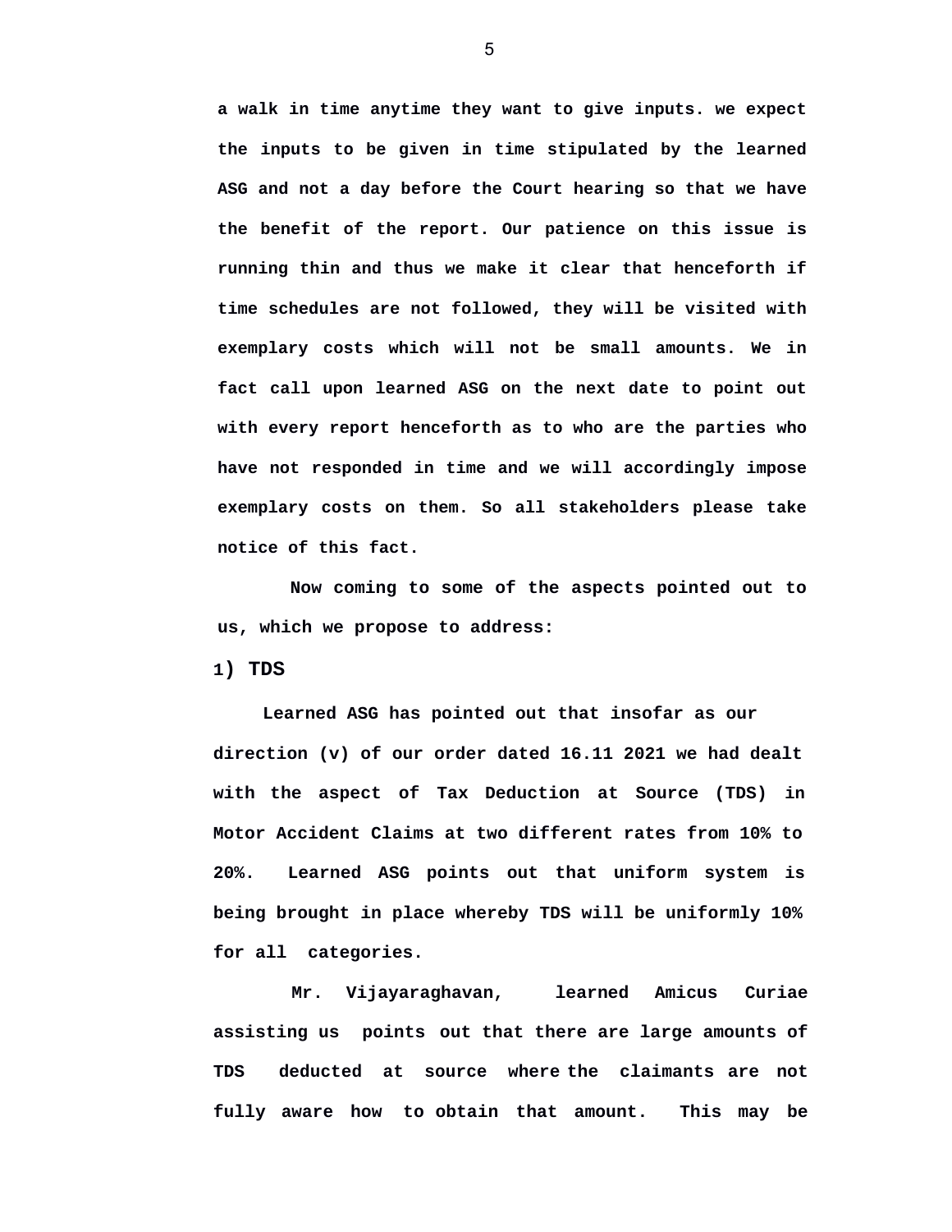**a walk in time anytime they want to give inputs. we expect the inputs to be given in time stipulated by the learned ASG and not a day before the Court hearing so that we have the benefit of the report. Our patience on this issue is running thin and thus we make it clear that henceforth if time schedules are not followed, they will be visited with exemplary costs which will not be small amounts. We in fact call upon learned ASG on the next date to point out with every report henceforth as to who are the parties who have not responded in time and we will accordingly impose exemplary costs on them. So all stakeholders please take notice of this fact.**

**Now coming to some of the aspects pointed out to us, which we propose to address:**

**1) TDS**

**Learned ASG has pointed out that insofar as our direction (v) of our order dated 16.11 2021 we had dealt with the aspect of Tax Deduction at Source (TDS) in Motor Accident Claims at two different rates from 10% to 20%. Learned ASG points out that uniform system is being brought in place whereby TDS will be uniformly 10% for all categories.**

**Mr. Vijayaraghavan, learned Amicus Curiae assisting us points out that there are large amounts of TDS deducted at source where the claimants are not fully aware how to obtain that amount. This may be**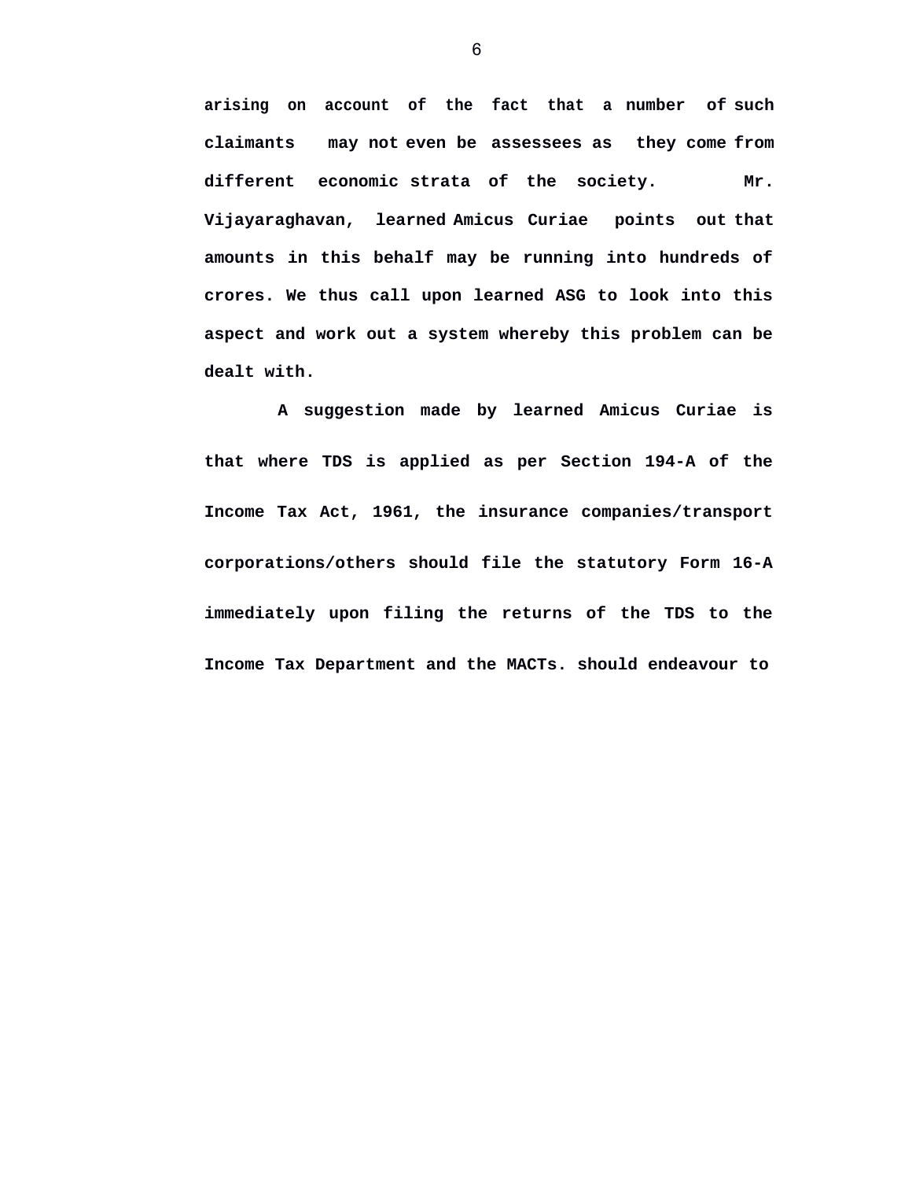arising on account of the fact that a number of such claimants may not even be assessees as they come from different economic strata of the society. Mr. Vijayaraghavan, learned Amicus Curiae points out that amounts in this behalf may be running into hundreds of crores. We thus call upon learned ASG to look into this aspect and work out a system whereby this problem can be dealt with.

A suggestion made by learned Amicus Curiae is that where TDS is applied as per Section 194-A of the Income Tax Act, 1961, the insurance companies/transport corporations/others should file the statutory Form 16-A immediately upon filing the returns of the TDS to the Income Tax Department and the MACTs. should endeavour to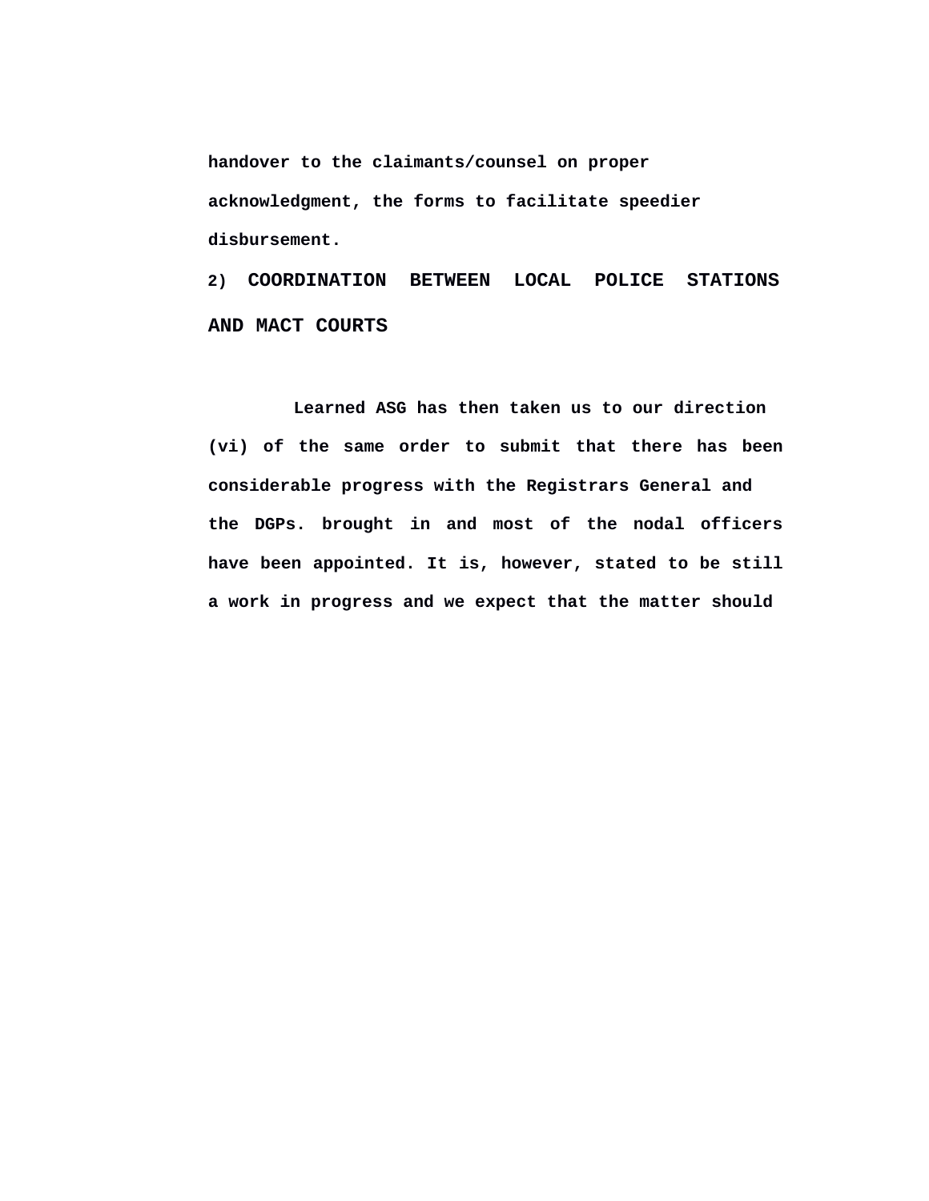**handover to the claimants/counsel on proper acknowledgment, the forms to facilitate speedier disbursement.**

## 2) COORDINATION BETWEEN LOCAL POLICE STATIONS AND MACT COURTS

**Learned ASG has then taken us to our direction (vi) of the same order to submit that there has been considerable progress with the Registrars General and the DGPs. brought in and most of the nodal officers have been appointed. It is, however, stated to be still a work in progress and we expect that the matter should**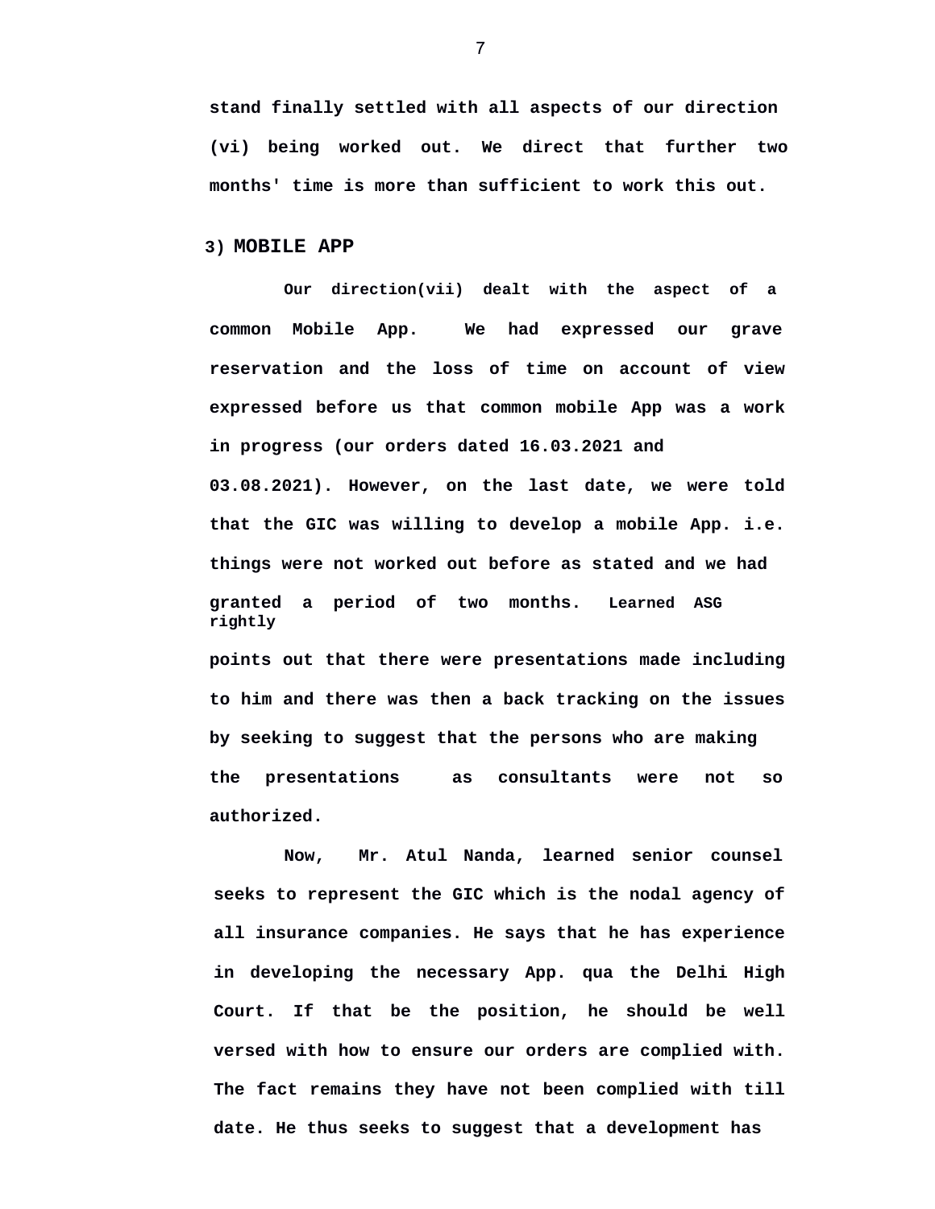**stand finally settled with all aspects of our direction (vi) being worked out. We direct that further two months' time is more than sufficient to work this out.**

**3) MOBILE APP**

**Our direction(vii) dealt with the aspect of a common Mobile App. We had expressed our grave reservation and the loss of time on account of view expressed before us that common mobile App was a work in progress (our orders dated 16.03.2021 and 03.08.2021). However, on the last date, we were told that the GIC was willing to develop a mobile App. i.e. things were not worked out before as stated and we had granted a period of two months. Learned ASG rightly points out that there were presentations made including to him and there was then a back tracking on the issues by seeking to suggest that the persons who are making the presentations as consultants were not so authorized.**

**Now, Mr. Atul Nanda, learned senior counsel seeks to represent the GIC which is the nodal agency of all insurance companies. He says that he has experience in developing the necessary App. qua the Delhi High Court. If that be the position, he should be well versed with how to ensure our orders are complied with. The fact remains they have not been complied with till date. He thus seeks to suggest that a development has**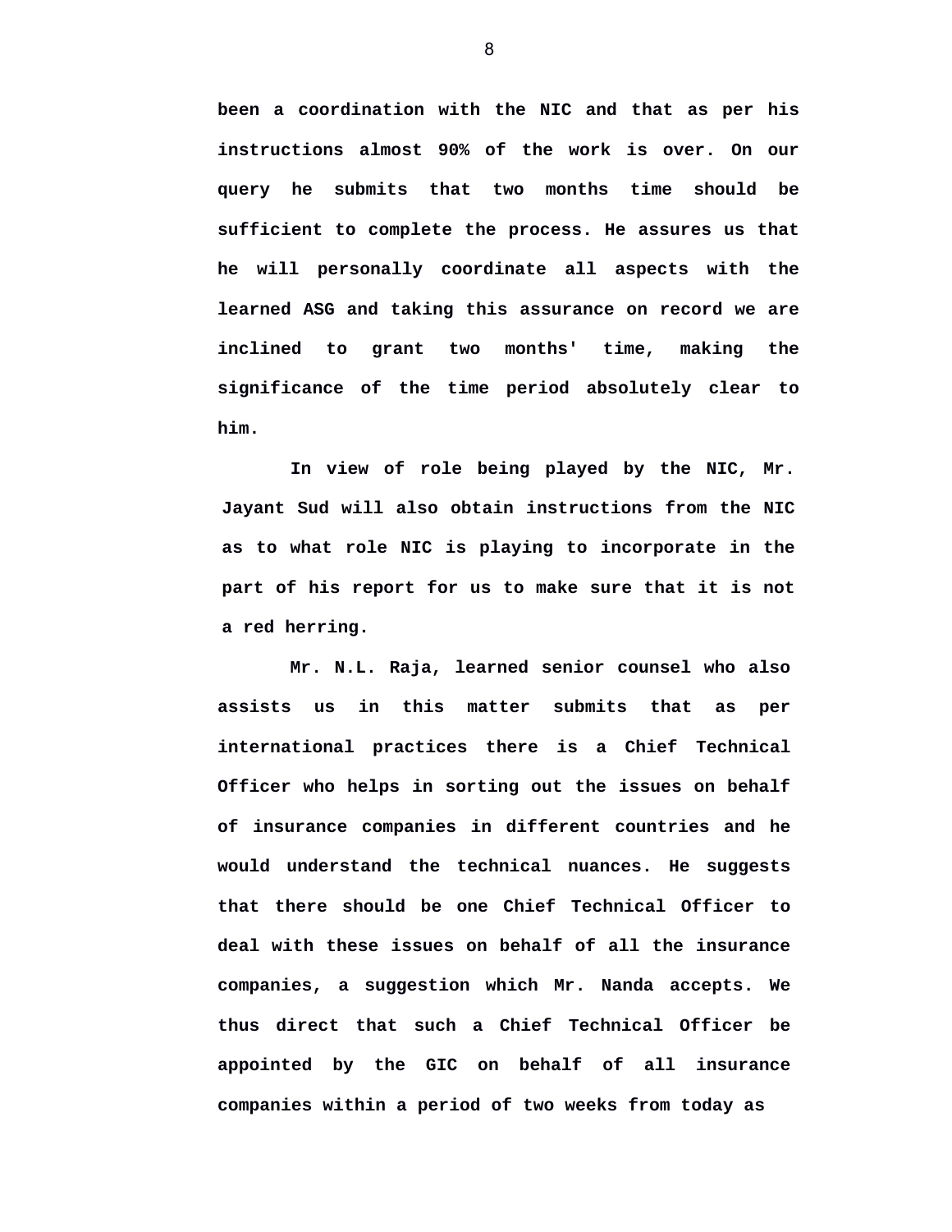**been a coordination with the NIC and that as per his instructions almost 90% of the work is over. On our query he submits that two months time should be sufficient to complete the process. He assures us that he will personally coordinate all aspects with the learned ASG and taking this assurance on record we are inclined to grant two months' time, making the significance of the time period absolutely clear to him.**

**In view of role being played by the NIC, Mr. Jayant Sud will also obtain instructions from the NIC as to what role NIC is playing to incorporate in the part of his report for us to make sure that it is not a red herring.**

**Mr. N.L. Raja, learned senior counsel who also assists us in this matter submits that as per international practices there is a Chief Technical Officer who helps in sorting out the issues on behalf of insurance companies in different countries and he would understand the technical nuances. He suggests that there should be one Chief Technical Officer to deal with these issues on behalf of all the insurance companies, a suggestion which Mr. Nanda accepts. We thus direct that such a Chief Technical Officer be appointed by the GIC on behalf of all insurance companies within a period of two weeks from today as**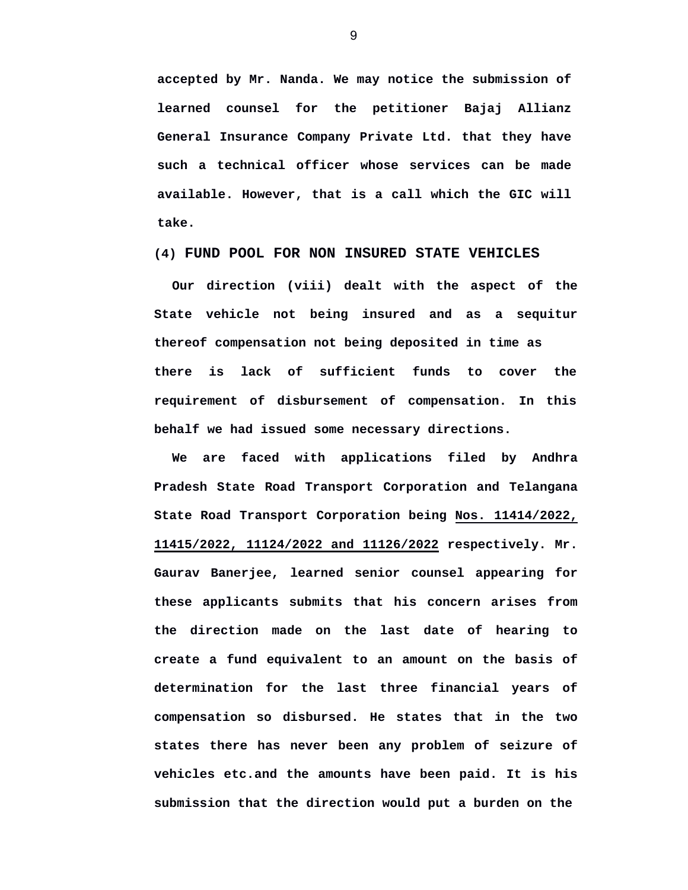**accepted by Mr. Nanda. We may notice the submission of learned counsel for the petitioner Bajaj Allianz General Insurance Company Private Ltd. that they have such a technical officer whose services can be made available. However, that is a call which the GIC will take.**

**(4) FUND POOL FOR NON INSURED STATE VEHICLES**

**Our direction (viii) dealt with the aspect of the State vehicle not being insured and as a sequitur thereof compensation not being deposited in time as there is lack of sufficient funds to cover the requirement of disbursement of compensation. In this behalf we had issued some necessary directions.**

**We are faced with applications filed by Andhra Pradesh State Road Transport Corporation and Telangana State Road Transport Corporation being <u>Nos. 11414/2022, 11415/2022, 11124/2022 and 11126/2022</u> respectively. Mr. Gaurav Banerjee, learned senior counsel appearing for these applicants submits that his concern arises from the direction made on the last date of hearing to create a fund equivalent to an amount on the basis of determination for the last three financial years of compensation so disbursed. He states that in the two states there has never been any problem of seizure of vehicles etc.and the amounts have been paid. It is his submission that the direction would put a burden on the**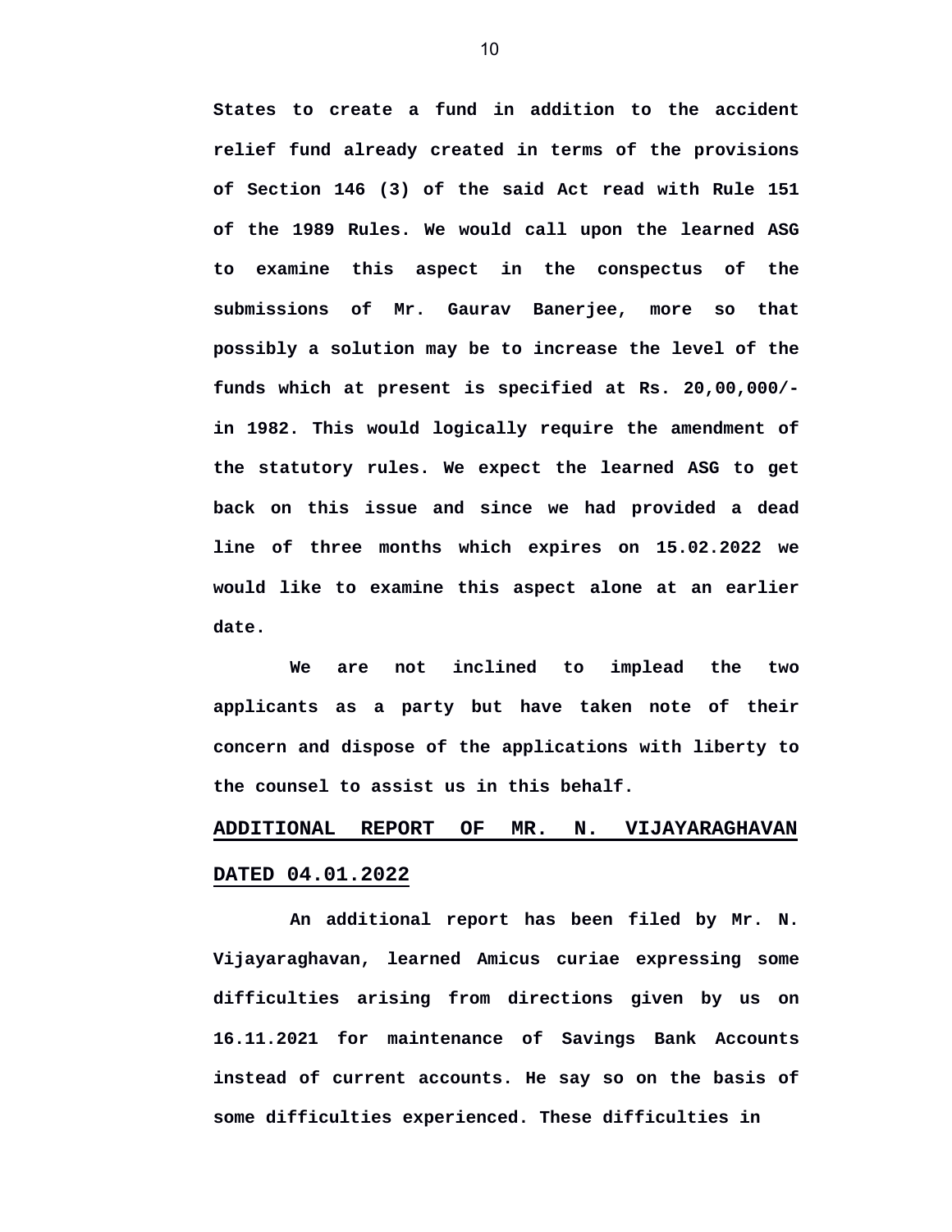**States to create a fund in addition to the accident relief fund already created in terms of the provisions of Section 146 (3) of the said Act read with Rule 151 of the 1989 Rules. We would call upon the learned ASG to examine this aspect in the conspectus of the submissions of Mr. Gaurav Banerjee, more so that possibly a solution may be to increase the level of the funds which at present is specified at Rs. 20,00,000/- in 1982. This would logically require the amendment of the statutory rules. We expect the learned ASG to get back on this issue and since we had provided a dead line of three months which expires on 15.02.2022 we would like to examine this aspect alone at an earlier date.**

**We are not inclined to implead the two applicants as a party but have taken note of their concern and dispose of the applications with liberty to the counsel to assist us in this behalf.**

**ADDITIONAL REPORT OF MR. N. VIJAYARAGHAVAN DATED 04.01.2022**

**An additional report has been filed by Mr. N. Vijayaraghavan, learned Amicus curiae expressing some difficulties arising from directions given by us on 16.11.2021 for maintenance of Savings Bank Accounts instead of current accounts. He say so on the basis of some difficulties experienced. These difficulties in**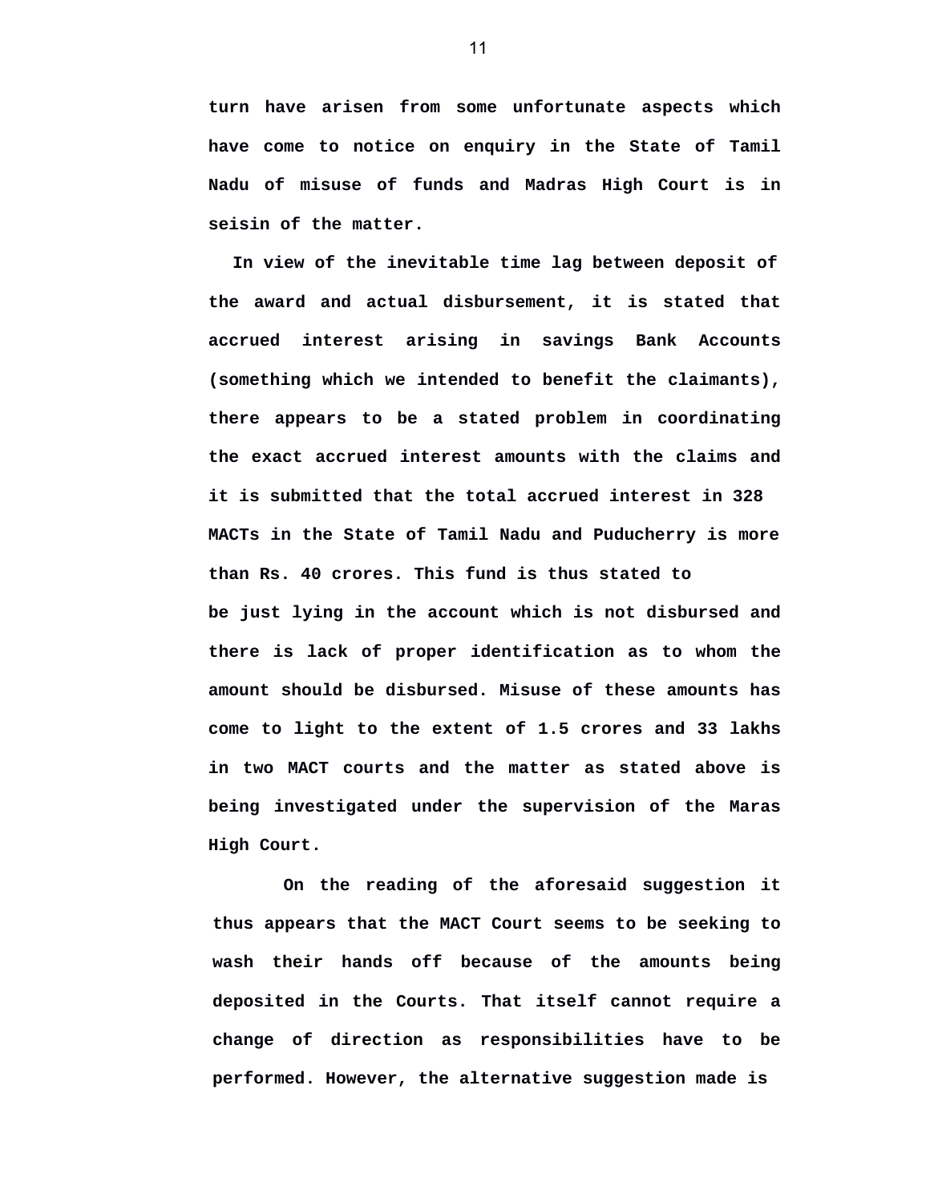**turn have arisen from some unfortunate aspects which have come to notice on enquiry in the State of Tamil Nadu of misuse of funds and Madras High Court is in seisin of the matter.**

**In view of the inevitable time lag between deposit of the award and actual disbursement, it is stated that accrued interest arising in savings Bank Accounts (something which we intended to benefit the claimants), there appears to be a stated problem in coordinating the exact accrued interest amounts with the claims and it is submitted that the total accrued interest in 328 MACTs in the State of Tamil Nadu and Puducherry is more than Rs. 40 crores. This fund is thus stated to be just lying in the account which is not disbursed and there is lack of proper identification as to whom the amount should be disbursed. Misuse of these amounts has come to light to the extent of 1.5 crores and 33 lakhs in two MACT courts and the matter as stated above is being investigated under the supervision of the Maras High Court.**

**On the reading of the aforesaid suggestion it thus appears that the MACT Court seems to be seeking to wash their hands off because of the amounts being deposited in the Courts. That itself cannot require a change of direction as responsibilities have to be performed. However, the alternative suggestion made is**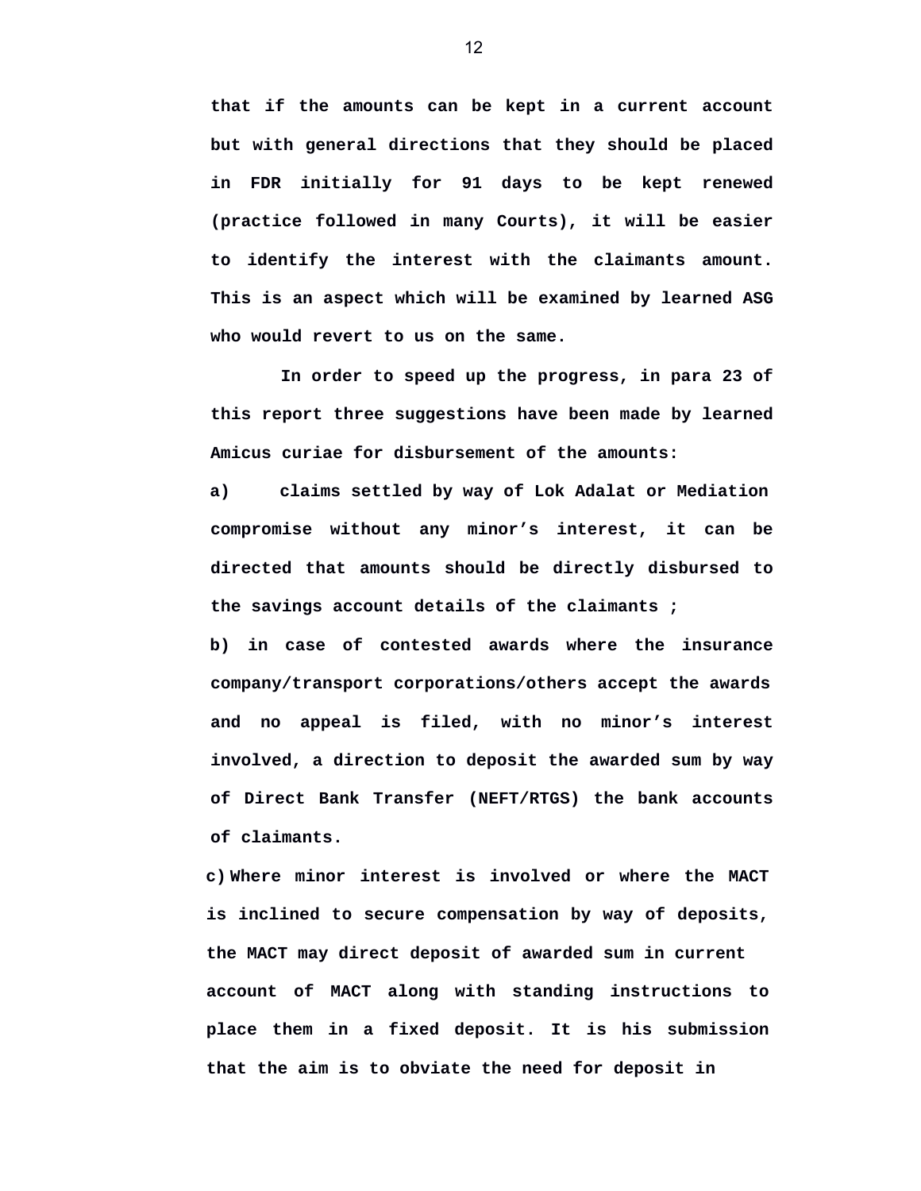**that if the amounts can be kept in a current account but with general directions that they should be placed in FDR initially for 91 days to be kept renewed (practice followed in many Courts), it will be easier to identify the interest with the claimants amount. This is an aspect which will be examined by learned ASG who would revert to us on the same.**

**In order to speed up the progress, in para 23 of this report three suggestions have been made by learned Amicus curiae for disbursement of the amounts:**

**a) claims settled by way of Lok Adalat or Mediation compromise without any minor's interest, it can be directed that amounts should be directly disbursed to the savings account details of the claimants ;**

**b) in case of contested awards where the insurance company/transport corporations/others accept the awards and no appeal is filed, with no minor's interest involved, a direction to deposit the awarded sum by way of Direct Bank Transfer (NEFT/RTGS) the bank accounts of claimants.**

**c) Where minor interest is involved or where the MACT is inclined to secure compensation by way of deposits, the MACT may direct deposit of awarded sum in current account of MACT along with standing instructions to place them in a fixed deposit. It is his submission that the aim is to obviate the need for deposit in**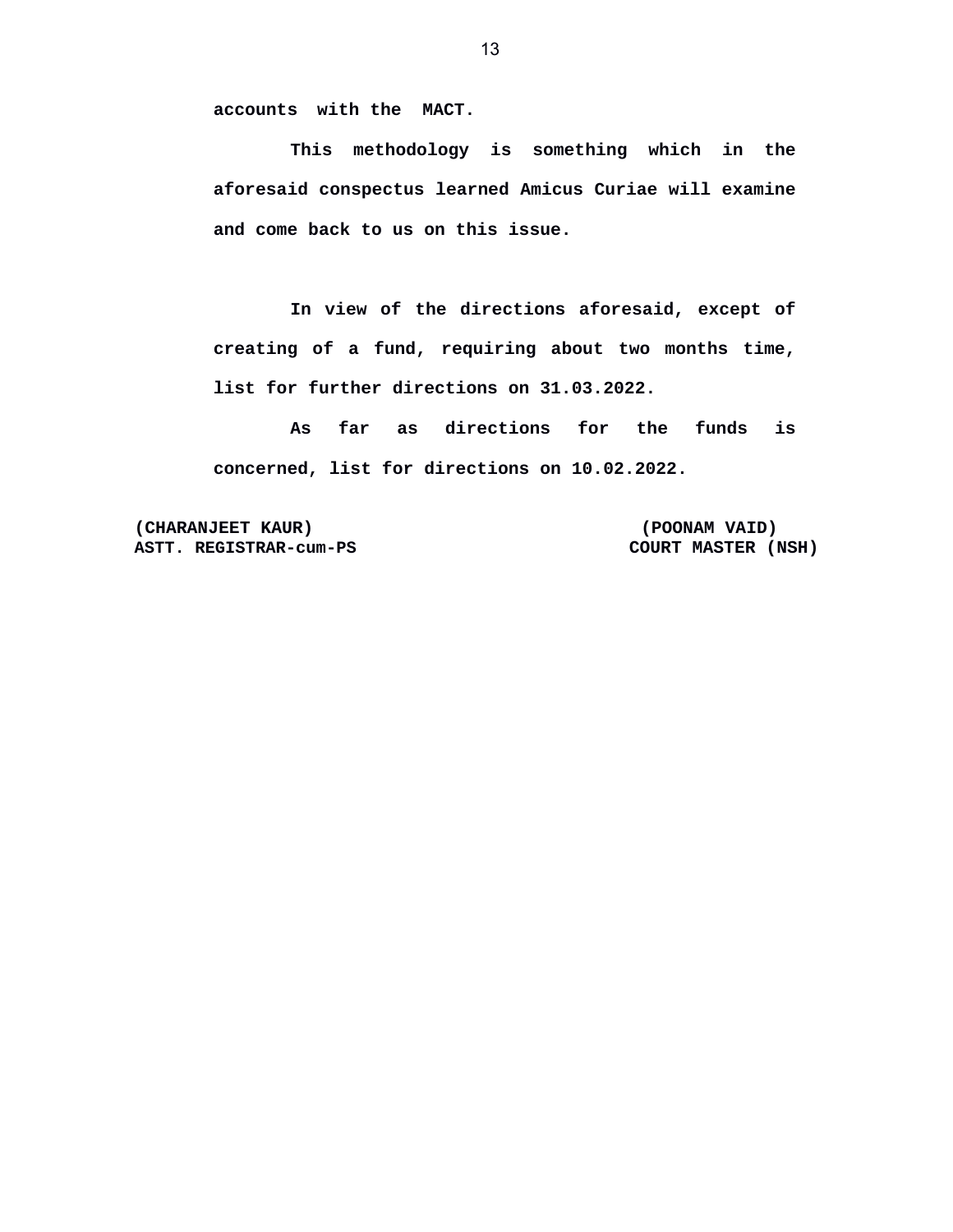**accounts with the MACT.**

**This methodology is something which in the aforesaid conspectus learned Amicus Curiae will examine and come back to us on this issue.**

**In view of the directions aforesaid, except of creating of a fund, requiring about two months time, list for further directions on 31.03.2022.**

**As far as directions for the funds is concerned, list for directions on 10.02.2022.**

| | |
|---|---|
| **(CHARANJEET KAUR)** | **(POONAM VAID)** |
| **ASTT. REGISTRAR-cum-PS** | **COURT MASTER (NSH)** |